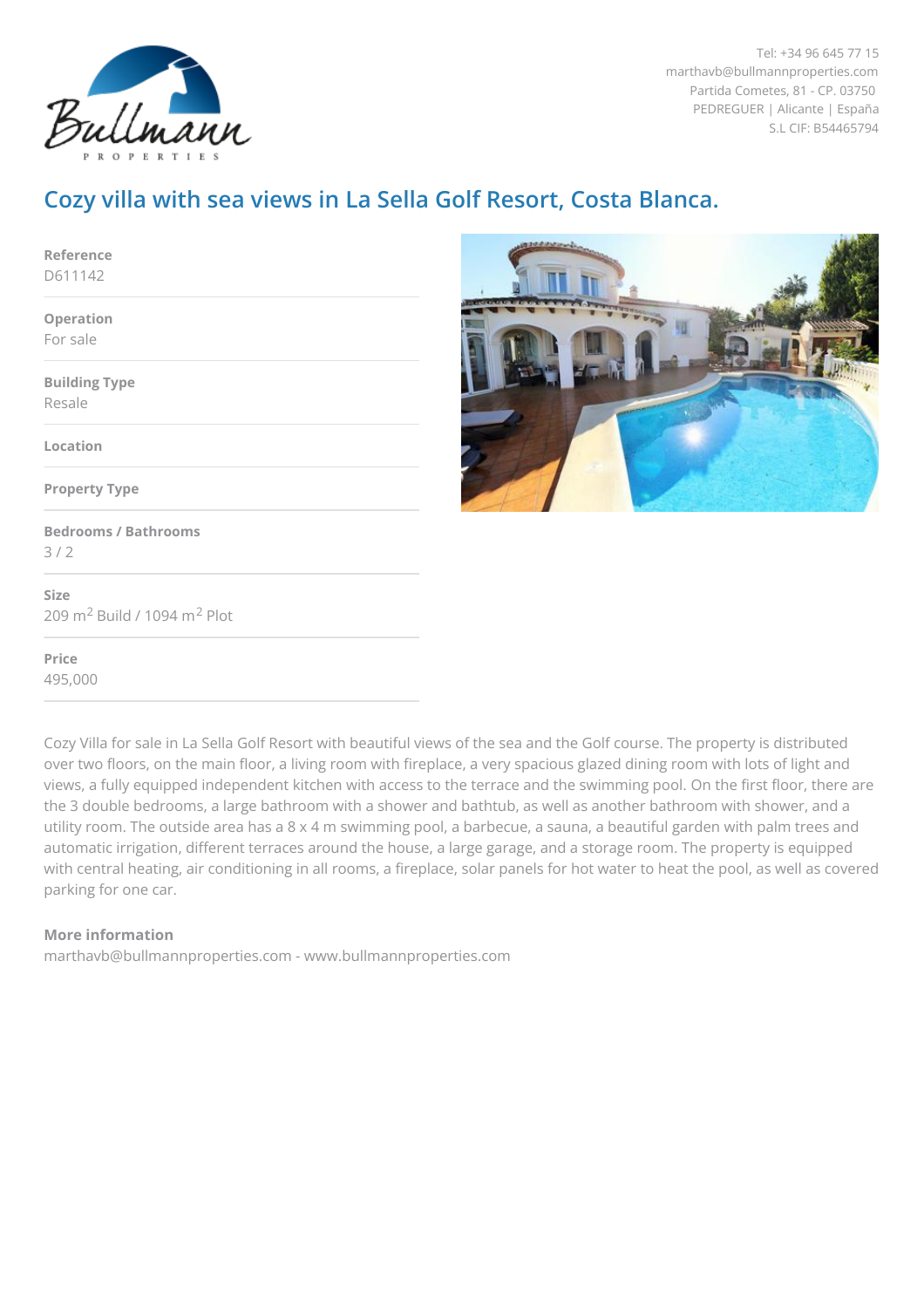Tel: +34 96 645 77 15
marthavb@bullmannproperties.com
Partida Cometes, 81 - CP. 03750
PEDREGUER | Alicante | España
S.L CIF: B54465794

# Cozy villa with sea views in La Sella Golf Resort, Costa Blanca.

**Reference**
D611142

**Operation**
For sale

**Building Type**
Resale

**Location**

**Property Type**

**Bedrooms / Bathrooms**
3 / 2

**Size**
209 m$^2$ Build / 1094 m$^2$ Plot

**Price**
495,000

Cozy Villa for sale in La Sella Golf Resort with beautiful views of the sea and the Golf course. The property is distributed over two floors, on the main floor, a living room with fireplace, a very spacious glazed dining room with lots of light and views, a fully equipped independent kitchen with access to the terrace and the swimming pool. On the first floor, there are the 3 double bedrooms, a large bathroom with a shower and bathtub, as well as another bathroom with shower, and a utility room. The outside area has a 8 x 4 m swimming pool, a barbecue, a sauna, a beautiful garden with palm trees and automatic irrigation, different terraces around the house, a large garage, and a storage room. The property is equipped with central heating, air conditioning in all rooms, a fireplace, solar panels for hot water to heat the pool, as well as covered parking for one car.

**More information**
marthavb@bullmannproperties.com - www.bullmannproperties.com